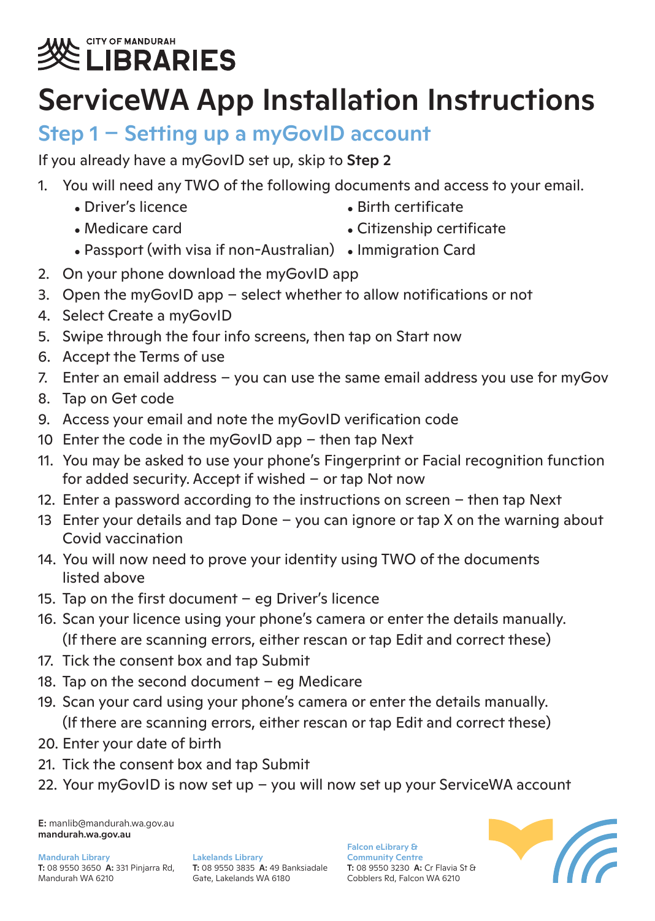CITY OF MANDURAH
**LIBRARIES**

# ServiceWA App Installation Instructions

## Step 1 – Setting up a myGovID account

If you already have a myGovID set up, skip to **Step 2**

1. You will need any TWO of the following documents and access to your email.
   - Driver's licence
   - Medicare card
   - Passport (with visa if non-Australian)
   - Birth certificate
   - Citizenship certificate
   - Immigration Card
2. On your phone download the myGovID app
3. Open the myGovID app – select whether to allow notifications or not
4. Select Create a myGovID
5. Swipe through the four info screens, then tap on Start now
6. Accept the Terms of use
7. Enter an email address – you can use the same email address you use for myGov
8. Tap on Get code
9. Access your email and note the myGovID verification code
10. Enter the code in the myGovID app – then tap Next
11. You may be asked to use your phone's Fingerprint or Facial recognition function for added security. Accept if wished – or tap Not now
12. Enter a password according to the instructions on screen – then tap Next
13. Enter your details and tap Done – you can ignore or tap X on the warning about Covid vaccination
14. You will now need to prove your identity using TWO of the documents listed above
15. Tap on the first document – eg Driver's licence
16. Scan your licence using your phone's camera or enter the details manually. (If there are scanning errors, either rescan or tap Edit and correct these)
17. Tick the consent box and tap Submit
18. Tap on the second document – eg Medicare
19. Scan your card using your phone's camera or enter the details manually. (If there are scanning errors, either rescan or tap Edit and correct these)
20. Enter your date of birth
21. Tick the consent box and tap Submit
22. Your myGovID is now set up – you will now set up your ServiceWA account

**E:** manlib@mandurah.wa.gov.au
**mandurah.wa.gov.au**

**Mandurah Library**
**T:** 08 9550 3650 **A:** 331 Pinjarra Rd, Mandurah WA 6210

**Lakelands Library**
**T:** 08 9550 3835 **A:** 49 Banksiadale Gate, Lakelands WA 6180

**Falcon eLibrary & Community Centre**
**T:** 08 9550 3230 **A:** Cr Flavia St & Cobblers Rd, Falcon WA 6210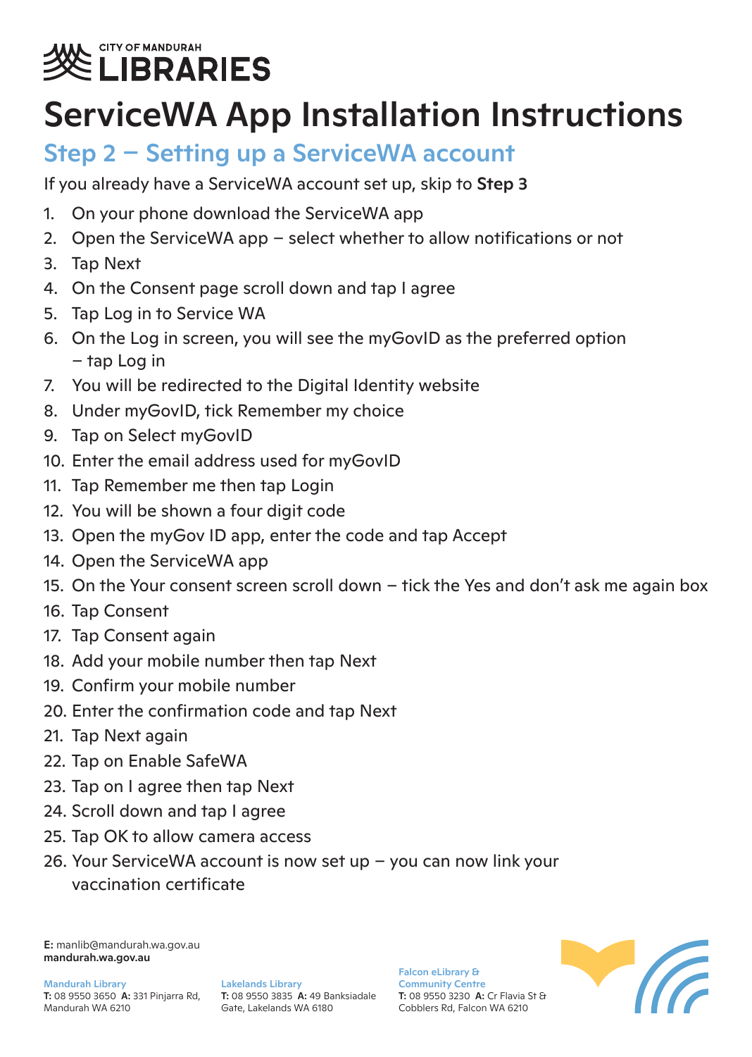CITY OF MANDURAH LIBRARIES

# ServiceWA App Installation Instructions

## Step 2 – Setting up a ServiceWA account

If you already have a ServiceWA account set up, skip to **Step 3**

1. On your phone download the ServiceWA app
2. Open the ServiceWA app – select whether to allow notifications or not
3. Tap Next
4. On the Consent page scroll down and tap I agree
5. Tap Log in to Service WA
6. On the Log in screen, you will see the myGovID as the preferred option – tap Log in
7. You will be redirected to the Digital Identity website
8. Under myGovID, tick Remember my choice
9. Tap on Select myGovID
10. Enter the email address used for myGovID
11. Tap Remember me then tap Login
12. You will be shown a four digit code
13. Open the myGov ID app, enter the code and tap Accept
14. Open the ServiceWA app
15. On the Your consent screen scroll down – tick the Yes and don't ask me again box
16. Tap Consent
17. Tap Consent again
18. Add your mobile number then tap Next
19. Confirm your mobile number
20. Enter the confirmation code and tap Next
21. Tap Next again
22. Tap on Enable SafeWA
23. Tap on I agree then tap Next
24. Scroll down and tap I agree
25. Tap OK to allow camera access
26. Your ServiceWA account is now set up – you can now link your vaccination certificate

**E:** manlib@mandurah.wa.gov.au
**mandurah.wa.gov.au**

**Mandurah Library**
**T:** 08 9550 3650 **A:** 331 Pinjarra Rd, Mandurah WA 6210

**Lakelands Library**
**T:** 08 9550 3835 **A:** 49 Banksiadale Gate, Lakelands WA 6180

**Falcon eLibrary & Community Centre**
**T:** 08 9550 3230 **A:** Cr Flavia St & Cobblers Rd, Falcon WA 6210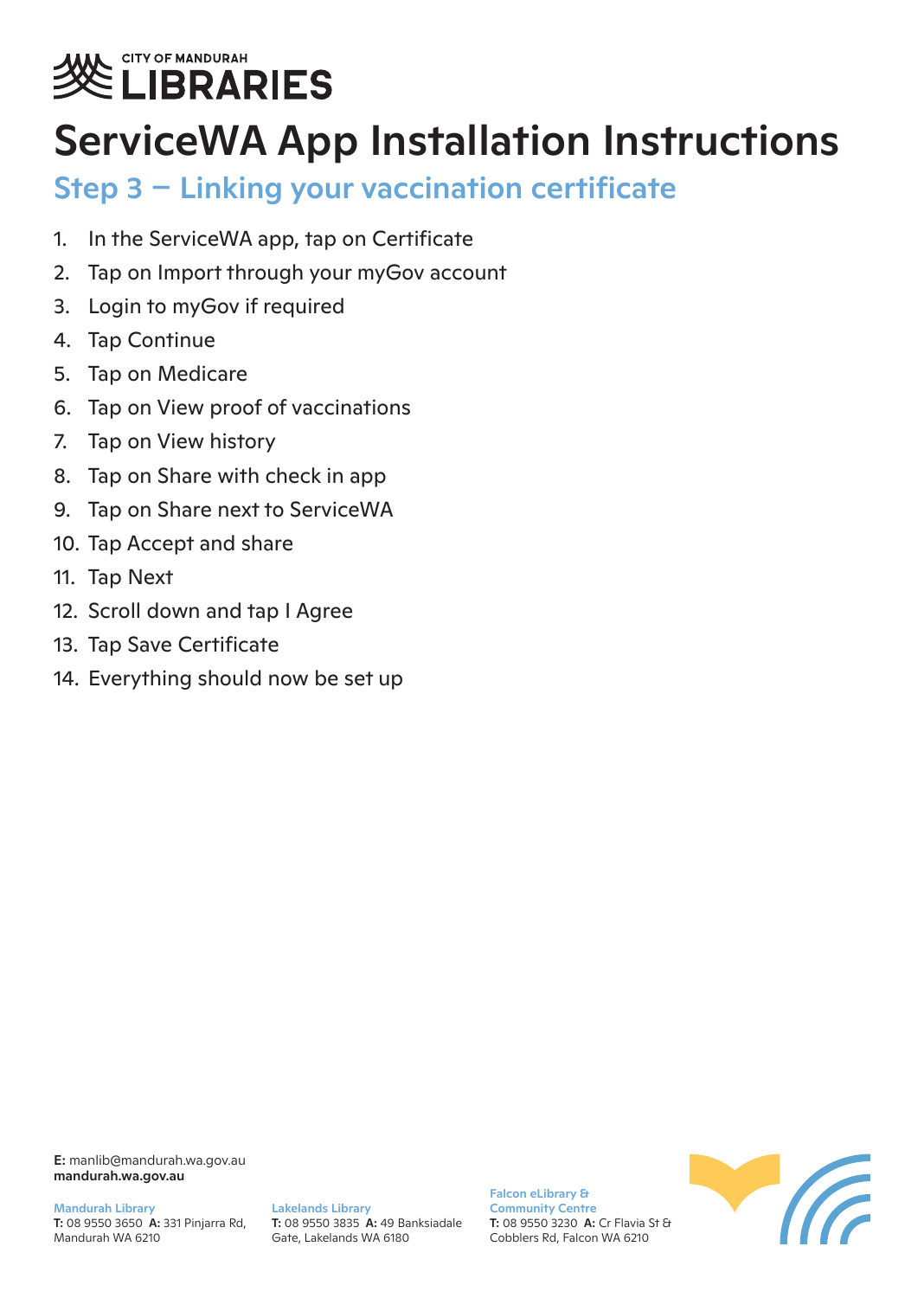CITY OF MANDURAH
LIBRARIES

# ServiceWA App Installation Instructions

## Step 3 – Linking your vaccination certificate

1. In the ServiceWA app, tap on Certificate
2. Tap on Import through your myGov account
3. Login to myGov if required
4. Tap Continue
5. Tap on Medicare
6. Tap on View proof of vaccinations
7. Tap on View history
8. Tap on Share with check in app
9. Tap on Share next to ServiceWA
10. Tap Accept and share
11. Tap Next
12. Scroll down and tap I Agree
13. Tap Save Certificate
14. Everything should now be set up

**E:** manlib@mandurah.wa.gov.au
**mandurah.wa.gov.au**

**Mandurah Library**
**T:** 08 9550 3650 **A:** 331 Pinjarra Rd, Mandurah WA 6210

**Lakelands Library**
**T:** 08 9550 3835 **A:** 49 Banksiadale Gate, Lakelands WA 6180

**Falcon eLibrary & Community Centre**
**T:** 08 9550 3230 **A:** Cr Flavia St & Cobblers Rd, Falcon WA 6210